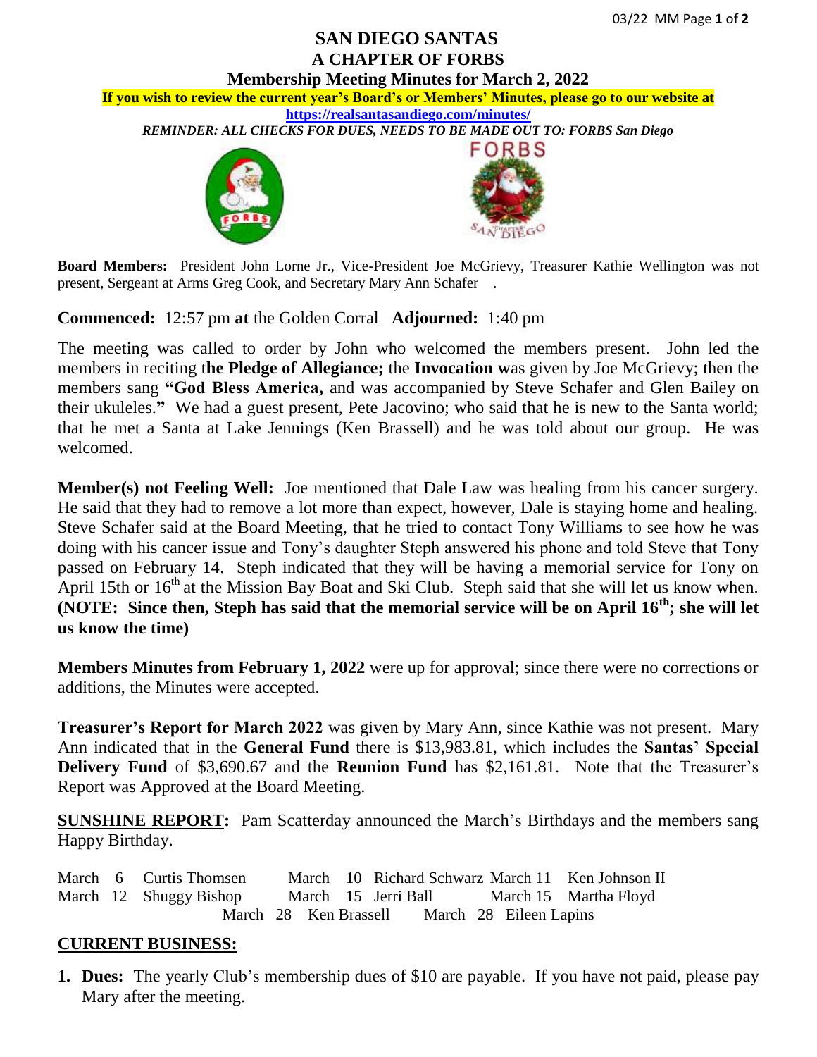# SAN DIEGO SANTAS
## A CHAPTER OF FORBS
### Membership Meeting Minutes for March 2, 2022

**If you wish to review the current year's Board's or Members' Minutes, please go to our website at**
**https://realsantasandiego.com/minutes/**

***REMINDER: ALL CHECKS FOR DUES, NEEDS TO BE MADE OUT TO: FORBS San Diego***

**Board Members:** President John Lorne Jr., Vice-President Joe McGrievy, Treasurer Kathie Wellington was not present, Sergeant at Arms Greg Cook, and Secretary Mary Ann Schafer .

**Commenced:** 12:57 pm **at** the Golden Corral **Adjourned:** 1:40 pm

The meeting was called to order by John who welcomed the members present. John led the members in reciting t**he Pledge of Allegiance;** the **Invocation w**as given by Joe McGrievy; then the members sang **"God Bless America,** and was accompanied by Steve Schafer and Glen Bailey on their ukuleles.**"** We had a guest present, Pete Jacovino; who said that he is new to the Santa world; that he met a Santa at Lake Jennings (Ken Brassell) and he was told about our group. He was welcomed.

**Member(s) not Feeling Well:** Joe mentioned that Dale Law was healing from his cancer surgery. He said that they had to remove a lot more than expect, however, Dale is staying home and healing. Steve Schafer said at the Board Meeting, that he tried to contact Tony Williams to see how he was doing with his cancer issue and Tony's daughter Steph answered his phone and told Steve that Tony passed on February 14. Steph indicated that they will be having a memorial service for Tony on April 15th or 16th at the Mission Bay Boat and Ski Club. Steph said that she will let us know when. **(NOTE: Since then, Steph has said that the memorial service will be on April 16th; she will let us know the time)**

**Members Minutes from February 1, 2022** were up for approval; since there were no corrections or additions, the Minutes were accepted.

**Treasurer's Report for March 2022** was given by Mary Ann, since Kathie was not present. Mary Ann indicated that in the **General Fund** there is $13,983.81, which includes the **Santas' Special Delivery Fund** of $3,690.67 and the **Reunion Fund** has $2,161.81. Note that the Treasurer's Report was Approved at the Board Meeting.

**SUNSHINE REPORT:** Pam Scatterday announced the March's Birthdays and the members sang Happy Birthday.

| | | |
|---|---|---|
| March 6 Curtis Thomsen | March 10 Richard Schwarz | March 11 Ken Johnson II |
| March 12 Shuggy Bishop | March 15 Jerri Ball | March 15 Martha Floyd |
| March 28 Ken Brassell | March 28 Eileen Lapins | |

## CURRENT BUSINESS:

1. **Dues:** The yearly Club's membership dues of $10 are payable. If you have not paid, please pay Mary after the meeting.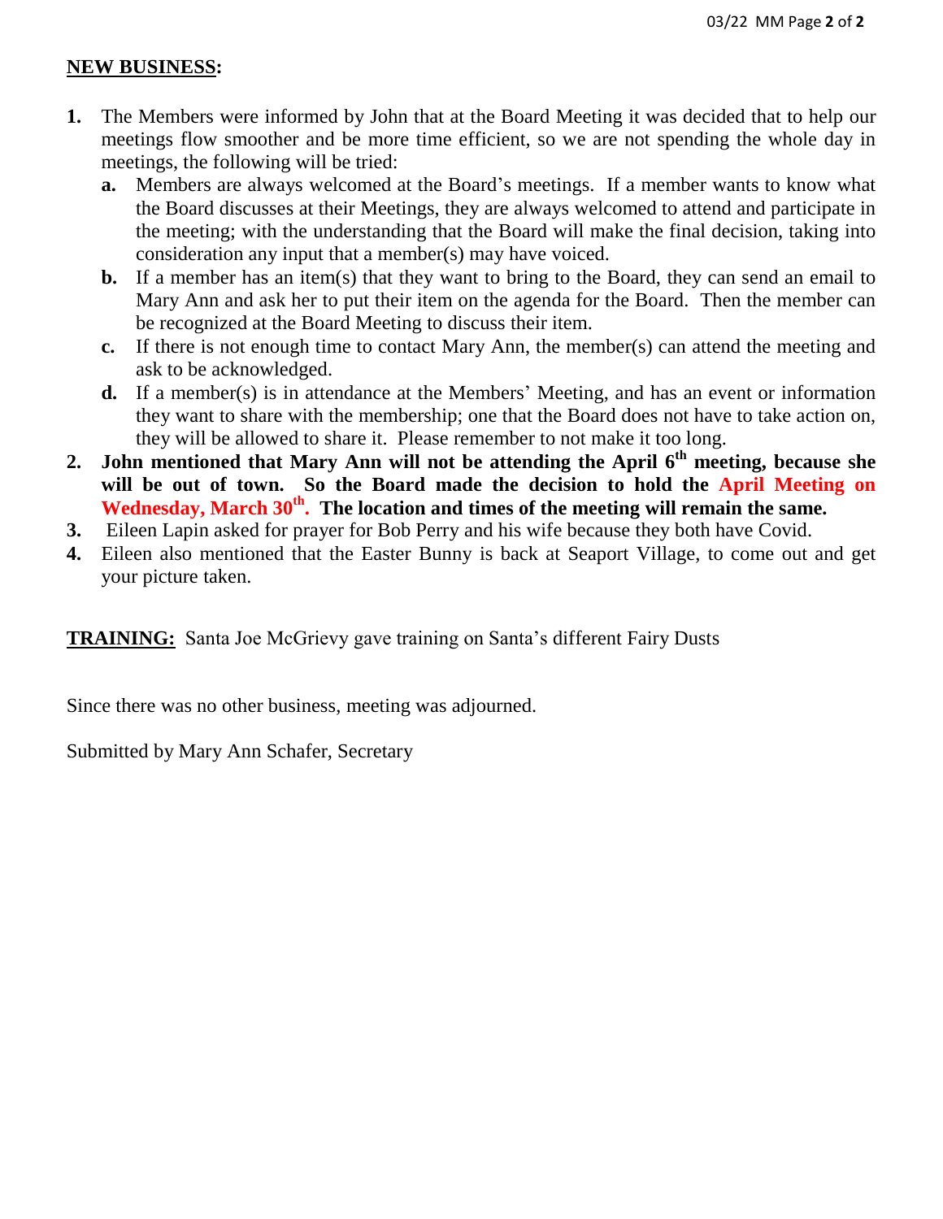**NEW BUSINESS:**

1. The Members were informed by John that at the Board Meeting it was decided that to help our meetings flow smoother and be more time efficient, so we are not spending the whole day in meetings, the following will be tried:
   - **a.** Members are always welcomed at the Board's meetings. If a member wants to know what the Board discusses at their Meetings, they are always welcomed to attend and participate in the meeting; with the understanding that the Board will make the final decision, taking into consideration any input that a member(s) may have voiced.
   - **b.** If a member has an item(s) that they want to bring to the Board, they can send an email to Mary Ann and ask her to put their item on the agenda for the Board. Then the member can be recognized at the Board Meeting to discuss their item.
   - **c.** If there is not enough time to contact Mary Ann, the member(s) can attend the meeting and ask to be acknowledged.
   - **d.** If a member(s) is in attendance at the Members' Meeting, and has an event or information they want to share with the membership; one that the Board does not have to take action on, they will be allowed to share it. Please remember to not make it too long.
2. **John mentioned that Mary Ann will not be attending the April 6th meeting, because she will be out of town. So the Board made the decision to hold the April Meeting on Wednesday, March 30th. The location and times of the meeting will remain the same.**
3. Eileen Lapin asked for prayer for Bob Perry and his wife because they both have Covid.
4. Eileen also mentioned that the Easter Bunny is back at Seaport Village, to come out and get your picture taken.

**TRAINING:** Santa Joe McGrievy gave training on Santa's different Fairy Dusts

Since there was no other business, meeting was adjourned.

Submitted by Mary Ann Schafer, Secretary